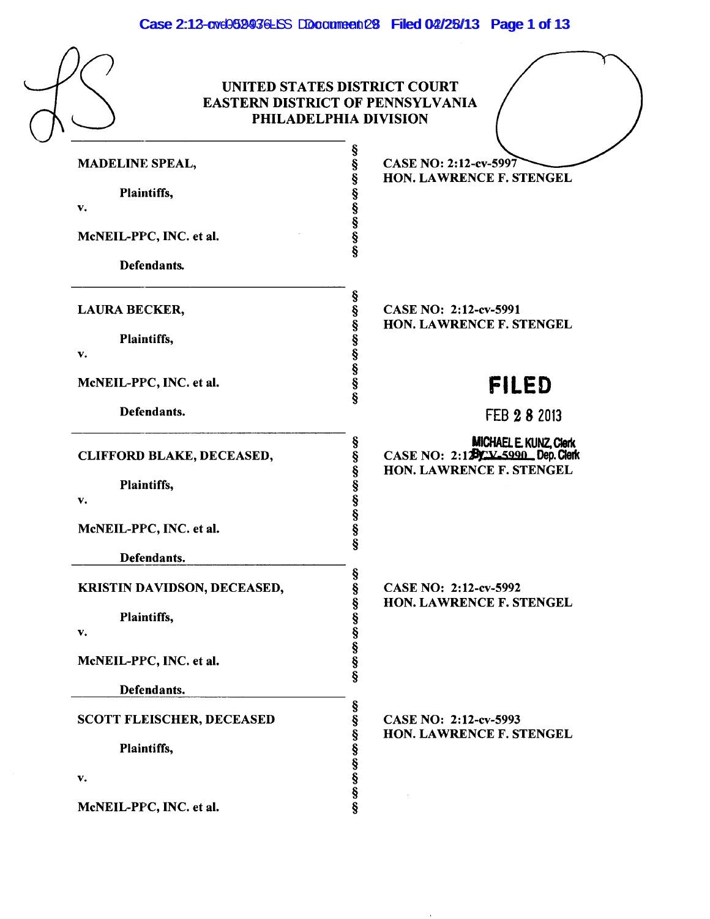# UNITED STATES DISTRICT COURT
# EASTERN DISTRICT OF PENNSYLVANIA
# PHILADELPHIA DIVISION

| | | |
|---|---|---|
| **MADELINE SPEAL,**<br><br>**Plaintiffs,**<br>**v.**<br><br>**McNEIL-PPC, INC. et al.**<br><br>**Defendants.** | §<br>§<br>§<br>§<br>§<br>§<br>§<br>§ | **CASE NO: 2:12-cv-5997**<br>**HON. LAWRENCE F. STENGEL** |
| **LAURA BECKER,**<br><br>**Plaintiffs,**<br>**v.**<br><br>**McNEIL-PPC, INC. et al.**<br><br>**Defendants.** | §<br>§<br>§<br>§<br>§<br>§<br>§<br>§ | **CASE NO: 2:12-cv-5991**<br>**HON. LAWRENCE F. STENGEL**<br><br>**FILED**<br>FEB 28 2013<br>MICHAEL E. KUNZ, Clerk<br>By ______ Dep. Clerk |
| **CLIFFORD BLAKE, DECEASED,**<br><br>**Plaintiffs,**<br>**v.**<br><br>**McNEIL-PPC, INC. et al.**<br><br>**Defendants.** | §<br>§<br>§<br>§<br>§<br>§<br>§<br>§ | **CASE NO: 2:12-cv-5990**<br>**HON. LAWRENCE F. STENGEL** |
| **KRISTIN DAVIDSON, DECEASED,**<br><br>**Plaintiffs,**<br>**v.**<br><br>**McNEIL-PPC, INC. et al.**<br><br>**Defendants.** | §<br>§<br>§<br>§<br>§<br>§<br>§<br>§ | **CASE NO: 2:12-cv-5992**<br>**HON. LAWRENCE F. STENGEL** |
| **SCOTT FLEISCHER, DECEASED**<br><br>**Plaintiffs,**<br><br>**v.**<br><br>**McNEIL-PPC, INC. et al.** | §<br>§<br>§<br>§<br>§<br>§<br>§<br>§ | **CASE NO: 2:12-cv-5993**<br>**HON. LAWRENCE F. STENGEL** |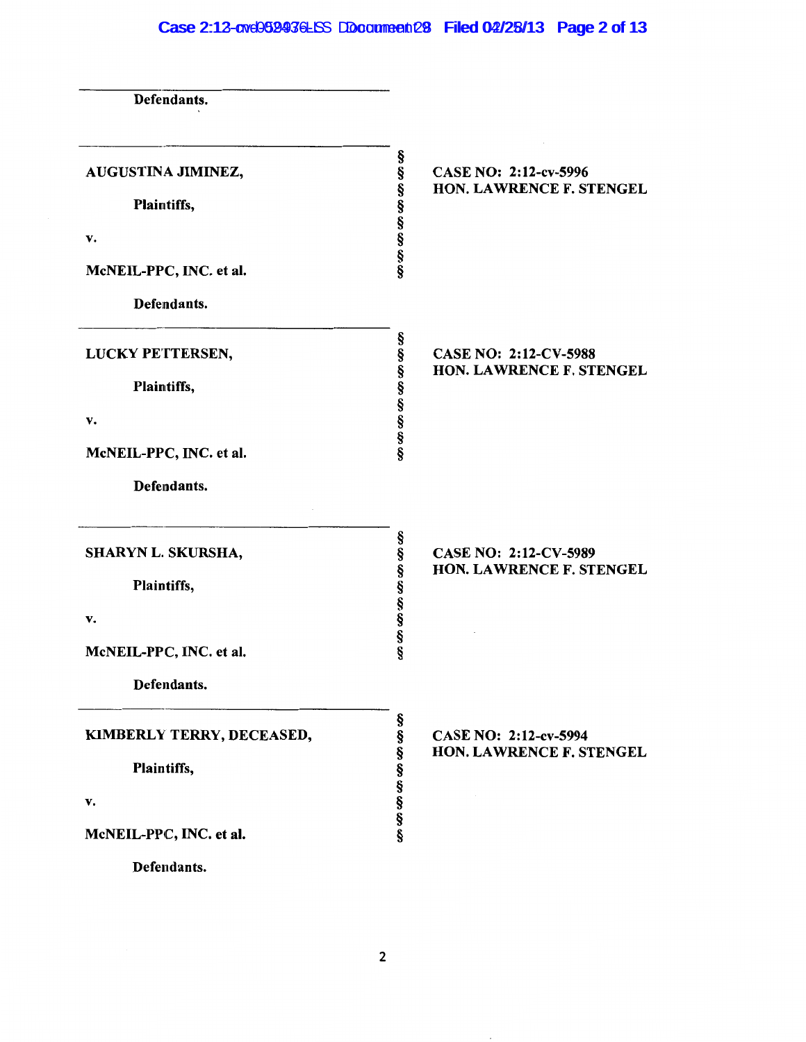Defendants.

| | | |
|---|---|---|
| **AUGUSTINA JIMINEZ,**<br><br>**Plaintiffs,**<br><br>**v.**<br><br>**McNEIL-PPC, INC. et al.**<br><br>**Defendants.** | §<br>§<br>§<br>§<br>§<br>§<br>§<br>§ | **CASE NO: 2:12-cv-5996**<br>**HON. LAWRENCE F. STENGEL** |
| **LUCKY PETTERSEN,**<br><br>**Plaintiffs,**<br><br>**v.**<br><br>**McNEIL-PPC, INC. et al.**<br><br>**Defendants.** | §<br>§<br>§<br>§<br>§<br>§<br>§<br>§ | **CASE NO: 2:12-CV-5988**<br>**HON. LAWRENCE F. STENGEL** |
| **SHARYN L. SKURSHA,**<br><br>**Plaintiffs,**<br><br>**v.**<br><br>**McNEIL-PPC, INC. et al.**<br><br>**Defendants.** | §<br>§<br>§<br>§<br>§<br>§<br>§<br>§ | **CASE NO: 2:12-CV-5989**<br>**HON. LAWRENCE F. STENGEL** |
| **KIMBERLY TERRY, DECEASED,**<br><br>**Plaintiffs,**<br><br>**v.**<br><br>**McNEIL-PPC, INC. et al.**<br><br>**Defendants.** | §<br>§<br>§<br>§<br>§<br>§<br>§<br>§ | **CASE NO: 2:12-cv-5994**<br>**HON. LAWRENCE F. STENGEL** |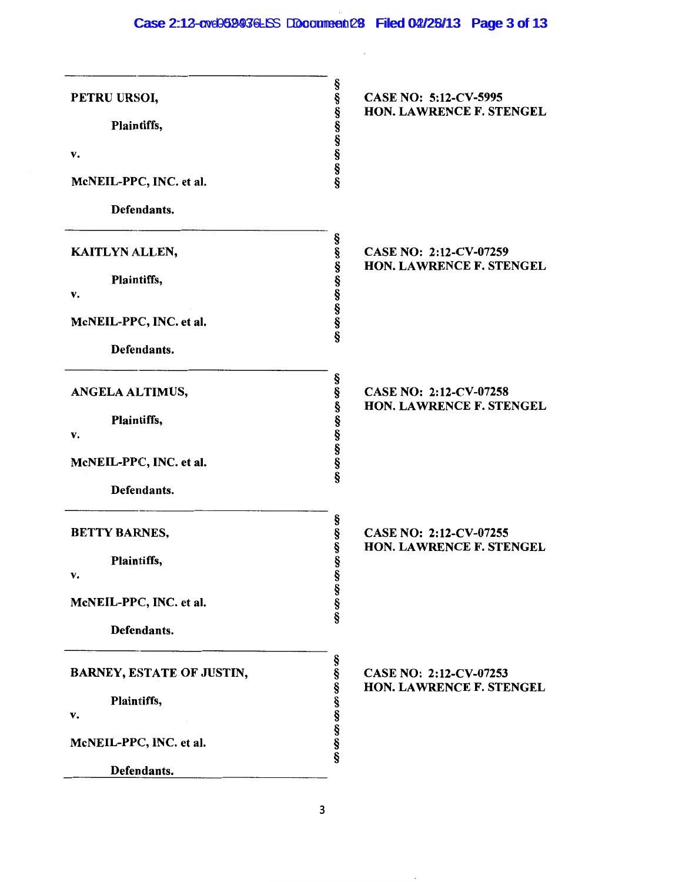| | | |
|---|---|---|
| **PETRU URSOI,**<br><br>**Plaintiffs,**<br><br>**v.**<br><br>**McNEIL-PPC, INC. et al.**<br><br>**Defendants.** | §<br>§<br>§<br>§<br>§<br>§<br>§<br>§ | **CASE NO: 5:12-CV-5995**<br>**HON. LAWRENCE F. STENGEL** |
| **KAITLYN ALLEN,**<br><br>**Plaintiffs,**<br><br>**v.**<br><br>**McNEIL-PPC, INC. et al.**<br><br>**Defendants.** | §<br>§<br>§<br>§<br>§<br>§<br>§<br>§ | **CASE NO: 2:12-CV-07259**<br>**HON. LAWRENCE F. STENGEL** |
| **ANGELA ALTIMUS,**<br><br>**Plaintiffs,**<br><br>**v.**<br><br>**McNEIL-PPC, INC. et al.**<br><br>**Defendants.** | §<br>§<br>§<br>§<br>§<br>§<br>§<br>§ | **CASE NO: 2:12-CV-07258**<br>**HON. LAWRENCE F. STENGEL** |
| **BETTY BARNES,**<br><br>**Plaintiffs,**<br><br>**v.**<br><br>**McNEIL-PPC, INC. et al.**<br><br>**Defendants.** | §<br>§<br>§<br>§<br>§<br>§<br>§<br>§ | **CASE NO: 2:12-CV-07255**<br>**HON. LAWRENCE F. STENGEL** |
| **BARNEY, ESTATE OF JUSTIN,**<br><br>**Plaintiffs,**<br><br>**v.**<br><br>**McNEIL-PPC, INC. et al.**<br><br>**Defendants.** | §<br>§<br>§<br>§<br>§<br>§<br>§<br>§ | **CASE NO: 2:12-CV-07253**<br>**HON. LAWRENCE F. STENGEL** |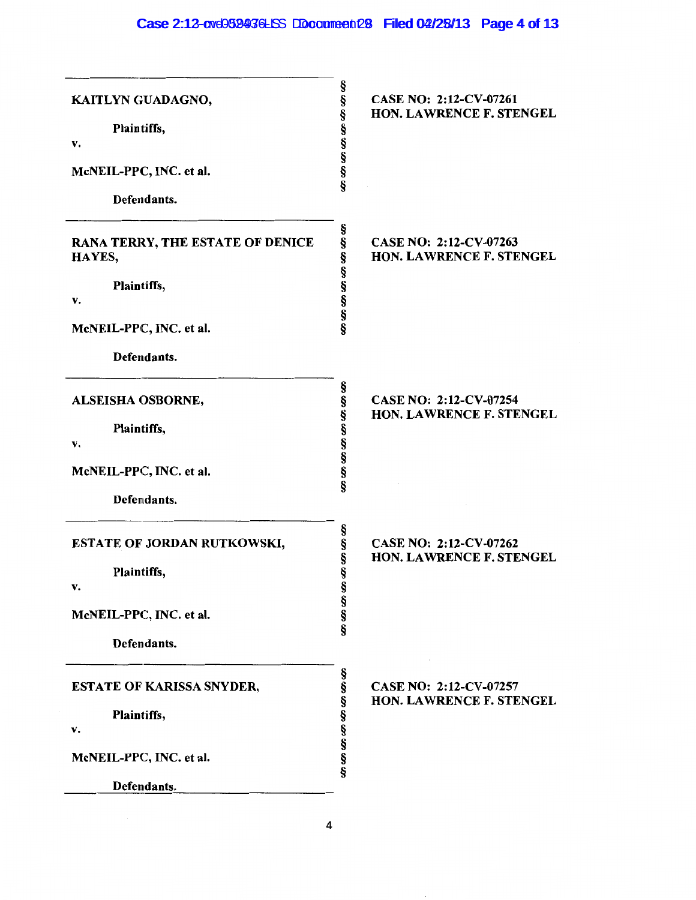| | | |
|---|---|---|
| KAITLYN GUADAGNO,<br><br>Plaintiffs,<br><br>v.<br><br>McNEIL-PPC, INC. et al.<br><br>Defendants. | §<br>§<br>§<br>§<br>§<br>§<br>§<br>§ | CASE NO: 2:12-CV-07261<br>HON. LAWRENCE F. STENGEL |
| RANA TERRY, THE ESTATE OF DENICE HAYES,<br><br>Plaintiffs,<br><br>v.<br><br>McNEIL-PPC, INC. et al.<br><br>Defendants. | §<br>§<br>§<br>§<br>§<br>§<br>§<br>§ | CASE NO: 2:12-CV-07263<br>HON. LAWRENCE F. STENGEL |
| ALSEISHA OSBORNE,<br><br>Plaintiffs,<br><br>v.<br><br>McNEIL-PPC, INC. et al.<br><br>Defendants. | §<br>§<br>§<br>§<br>§<br>§<br>§<br>§ | CASE NO: 2:12-CV-07254<br>HON. LAWRENCE F. STENGEL |
| ESTATE OF JORDAN RUTKOWSKI,<br><br>Plaintiffs,<br><br>v.<br><br>McNEIL-PPC, INC. et al.<br><br>Defendants. | §<br>§<br>§<br>§<br>§<br>§<br>§<br>§ | CASE NO: 2:12-CV-07262<br>HON. LAWRENCE F. STENGEL |
| ESTATE OF KARISSA SNYDER,<br><br>Plaintiffs,<br><br>v.<br><br>McNEIL-PPC, INC. et al.<br><br>Defendants. | §<br>§<br>§<br>§<br>§<br>§<br>§<br>§ | CASE NO: 2:12-CV-07257<br>HON. LAWRENCE F. STENGEL |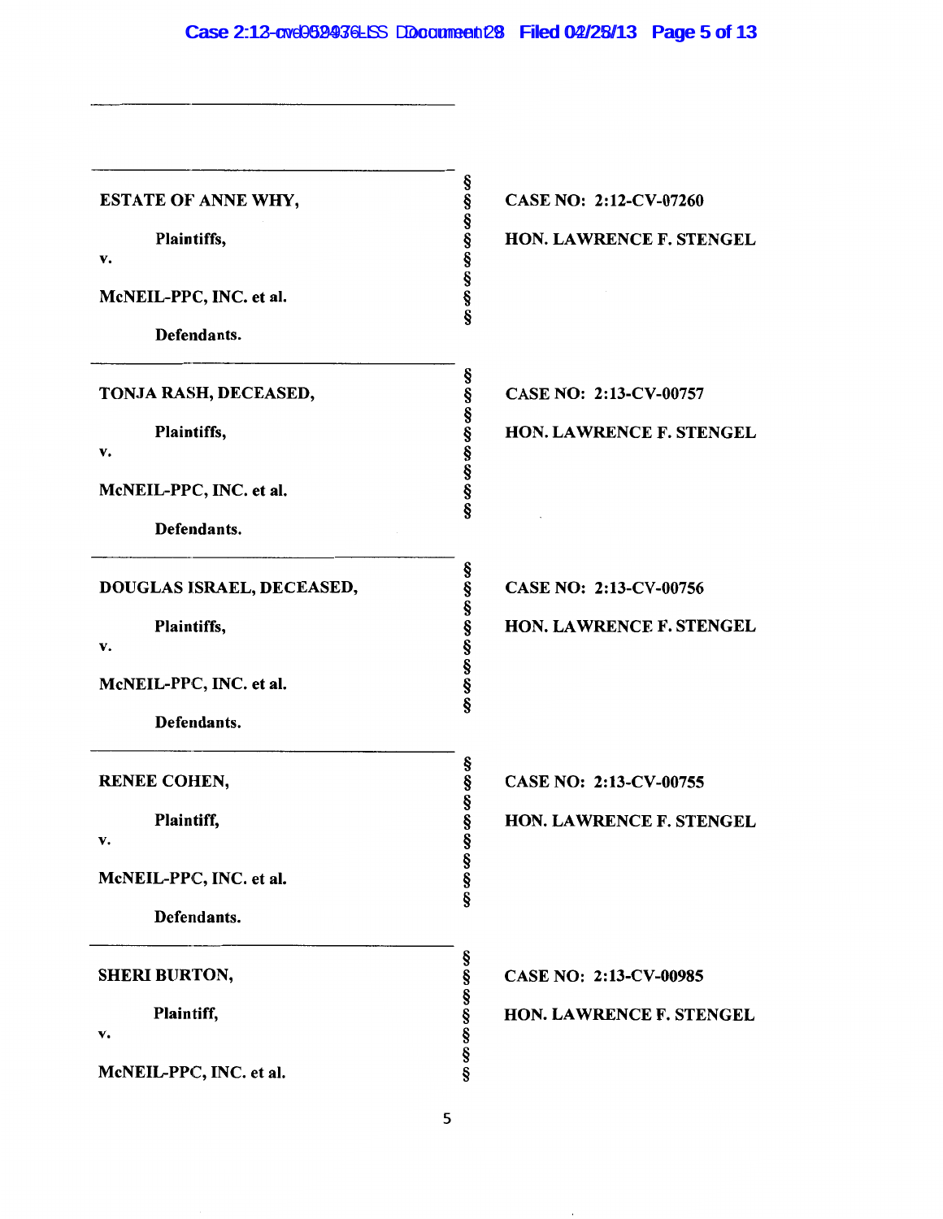| | | |
|---|---|---|
| **ESTATE OF ANNE WHY,**<br><br>**Plaintiffs,**<br>**v.**<br><br>**McNEIL-PPC, INC. et al.**<br><br>**Defendants.** | §<br>§<br>§<br>§<br>§<br>§<br>§<br>§ | **CASE NO: 2:12-CV-07260**<br><br>**HON. LAWRENCE F. STENGEL** |
| **TONJA RASH, DECEASED,**<br><br>**Plaintiffs,**<br>**v.**<br><br>**McNEIL-PPC, INC. et al.**<br><br>**Defendants.** | §<br>§<br>§<br>§<br>§<br>§<br>§<br>§ | **CASE NO: 2:13-CV-00757**<br><br>**HON. LAWRENCE F. STENGEL** |
| **DOUGLAS ISRAEL, DECEASED,**<br><br>**Plaintiffs,**<br>**v.**<br><br>**McNEIL-PPC, INC. et al.**<br><br>**Defendants.** | §<br>§<br>§<br>§<br>§<br>§<br>§<br>§ | **CASE NO: 2:13-CV-00756**<br><br>**HON. LAWRENCE F. STENGEL** |
| **RENEE COHEN,**<br><br>**Plaintiff,**<br>**v.**<br><br>**McNEIL-PPC, INC. et al.**<br><br>**Defendants.** | §<br>§<br>§<br>§<br>§<br>§<br>§<br>§ | **CASE NO: 2:13-CV-00755**<br><br>**HON. LAWRENCE F. STENGEL** |
| **SHERI BURTON,**<br><br>**Plaintiff,**<br>**v.**<br><br>**McNEIL-PPC, INC. et al.** | §<br>§<br>§<br>§<br>§<br>§<br>§ | **CASE NO: 2:13-CV-00985**<br><br>**HON. LAWRENCE F. STENGEL** |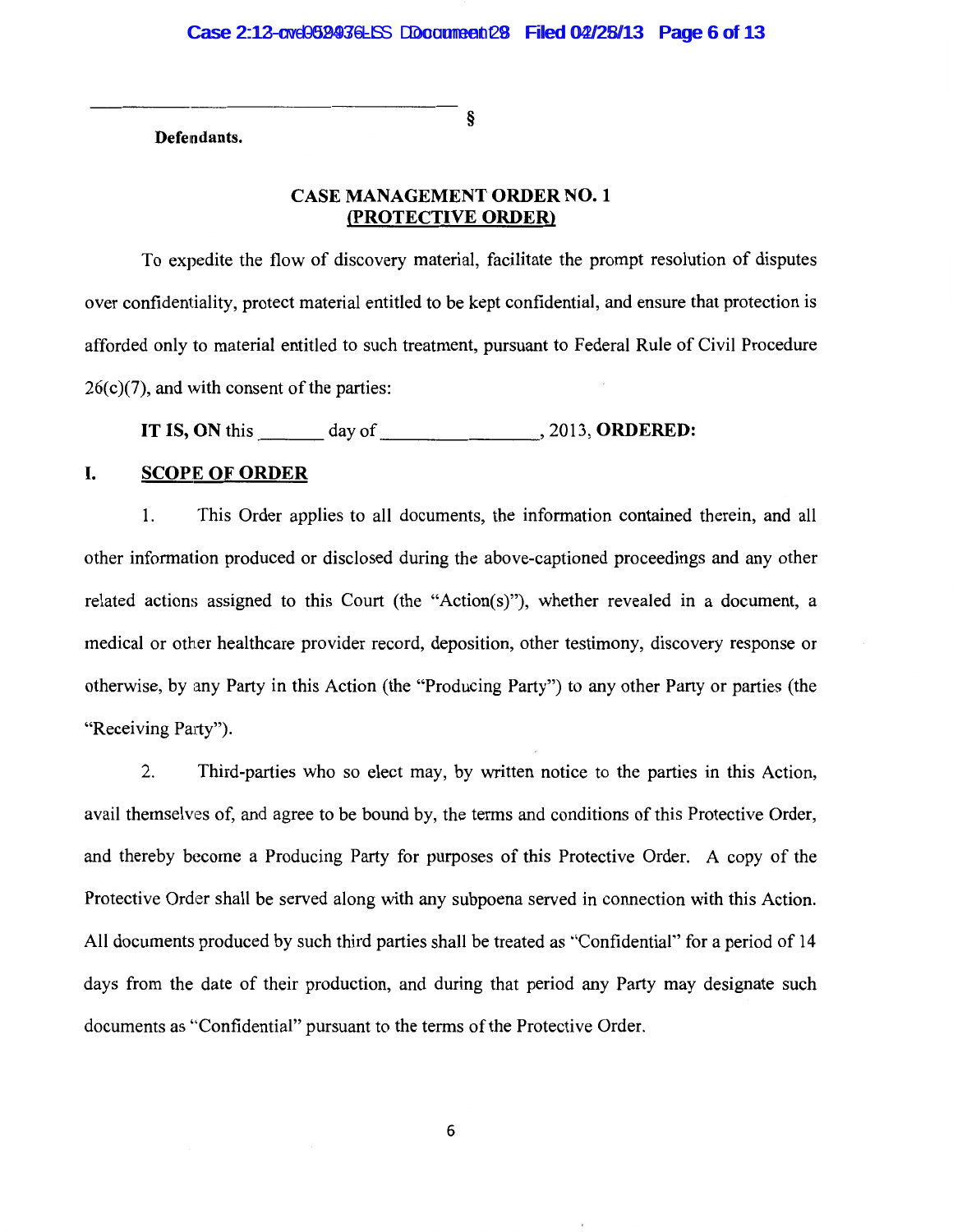\_\_\_\_\_\_\_\_\_\_\_\_\_\_\_\_\_\_\_\_\_\_\_\_\_\_\_\_\_\_\_\_\_\_\_\_\_\_\_\_ §

**Defendants.**

## CASE MANAGEMENT ORDER NO. 1
## (PROTECTIVE ORDER)

To expedite the flow of discovery material, facilitate the prompt resolution of disputes over confidentiality, protect material entitled to be kept confidential, and ensure that protection is afforded only to material entitled to such treatment, pursuant to Federal Rule of Civil Procedure 26(c)(7), and with consent of the parties:

**IT IS, ON** this \_\_\_\_\_\_\_ day of \_\_\_\_\_\_\_\_\_\_\_\_\_\_\_\_\_, 2013, **ORDERED:**

## I. SCOPE OF ORDER

1. This Order applies to all documents, the information contained therein, and all other information produced or disclosed during the above-captioned proceedings and any other related actions assigned to this Court (the "Action(s)"), whether revealed in a document, a medical or other healthcare provider record, deposition, other testimony, discovery response or otherwise, by any Party in this Action (the "Producing Party") to any other Party or parties (the "Receiving Party").

2. Third-parties who so elect may, by written notice to the parties in this Action, avail themselves of, and agree to be bound by, the terms and conditions of this Protective Order, and thereby become a Producing Party for purposes of this Protective Order. A copy of the Protective Order shall be served along with any subpoena served in connection with this Action. All documents produced by such third parties shall be treated as "Confidential" for a period of 14 days from the date of their production, and during that period any Party may designate such documents as "Confidential" pursuant to the terms of the Protective Order.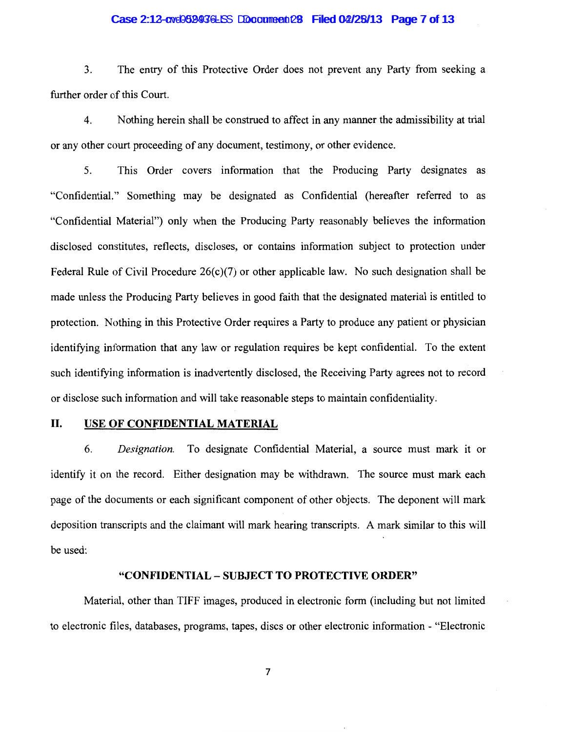3. The entry of this Protective Order does not prevent any Party from seeking a further order of this Court.

4. Nothing herein shall be construed to affect in any manner the admissibility at trial or any other court proceeding of any document, testimony, or other evidence.

5. This Order covers information that the Producing Party designates as "Confidential." Something may be designated as Confidential (hereafter referred to as "Confidential Material") only when the Producing Party reasonably believes the information disclosed constitutes, reflects, discloses, or contains information subject to protection under Federal Rule of Civil Procedure 26(c)(7) or other applicable law. No such designation shall be made unless the Producing Party believes in good faith that the designated material is entitled to protection. Nothing in this Protective Order requires a Party to produce any patient or physician identifying information that any law or regulation requires be kept confidential. To the extent such identifying information is inadvertently disclosed, the Receiving Party agrees not to record or disclose such information and will take reasonable steps to maintain confidentiality.

## II. USE OF CONFIDENTIAL MATERIAL

6. *Designation.* To designate Confidential Material, a source must mark it or identify it on the record. Either designation may be withdrawn. The source must mark each page of the documents or each significant component of other objects. The deponent will mark deposition transcripts and the claimant will mark hearing transcripts. A mark similar to this will be used:

**"CONFIDENTIAL – SUBJECT TO PROTECTIVE ORDER"**

Material, other than TIFF images, produced in electronic form (including but not limited to electronic files, databases, programs, tapes, discs or other electronic information - "Electronic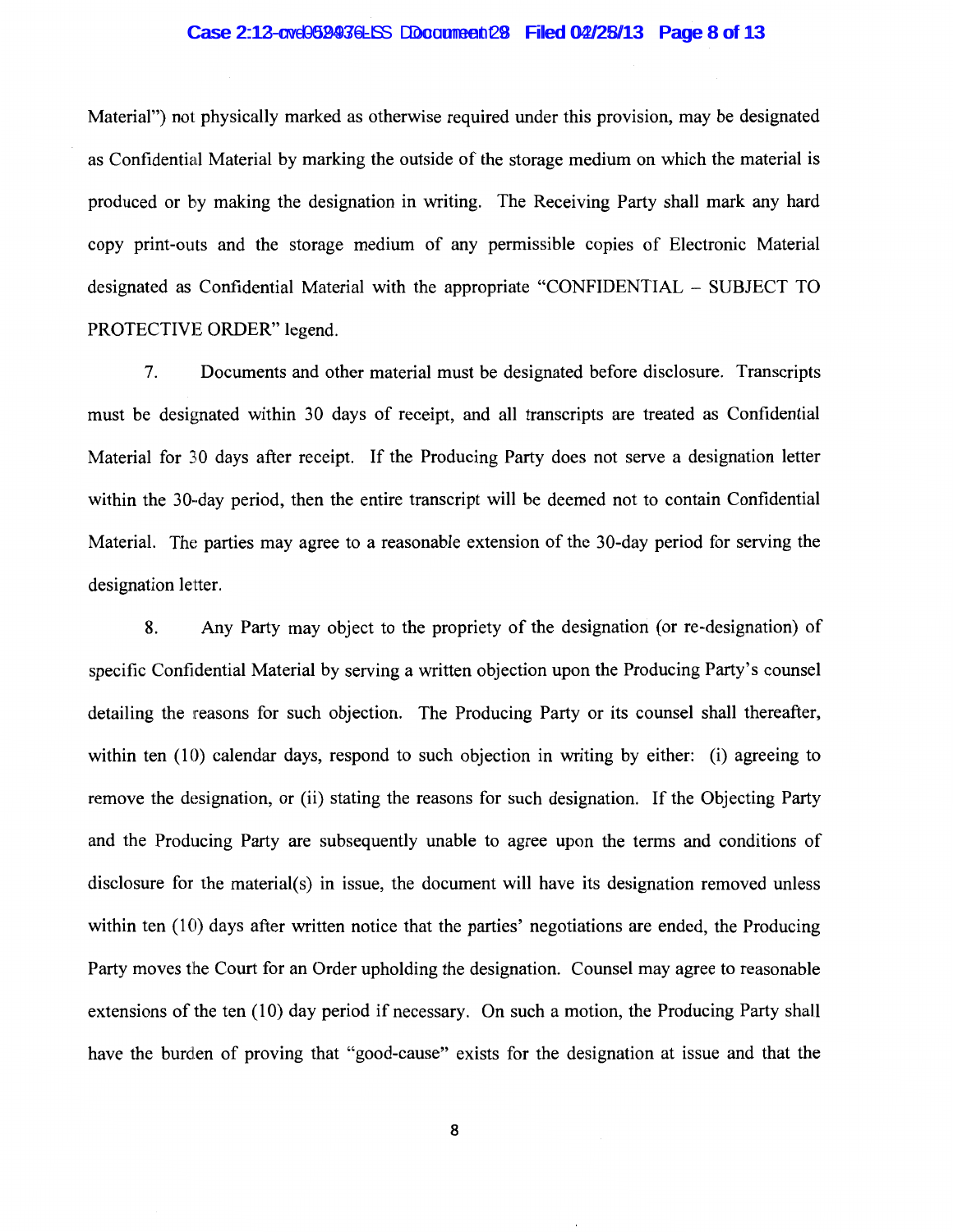Material") not physically marked as otherwise required under this provision, may be designated as Confidential Material by marking the outside of the storage medium on which the material is produced or by making the designation in writing. The Receiving Party shall mark any hard copy print-outs and the storage medium of any permissible copies of Electronic Material designated as Confidential Material with the appropriate "CONFIDENTIAL – SUBJECT TO PROTECTIVE ORDER" legend.

7. Documents and other material must be designated before disclosure. Transcripts must be designated within 30 days of receipt, and all transcripts are treated as Confidential Material for 30 days after receipt. If the Producing Party does not serve a designation letter within the 30-day period, then the entire transcript will be deemed not to contain Confidential Material. The parties may agree to a reasonable extension of the 30-day period for serving the designation letter.

8. Any Party may object to the propriety of the designation (or re-designation) of specific Confidential Material by serving a written objection upon the Producing Party's counsel detailing the reasons for such objection. The Producing Party or its counsel shall thereafter, within ten (10) calendar days, respond to such objection in writing by either: (i) agreeing to remove the designation, or (ii) stating the reasons for such designation. If the Objecting Party and the Producing Party are subsequently unable to agree upon the terms and conditions of disclosure for the material(s) in issue, the document will have its designation removed unless within ten (10) days after written notice that the parties' negotiations are ended, the Producing Party moves the Court for an Order upholding the designation. Counsel may agree to reasonable extensions of the ten (10) day period if necessary. On such a motion, the Producing Party shall have the burden of proving that "good-cause" exists for the designation at issue and that the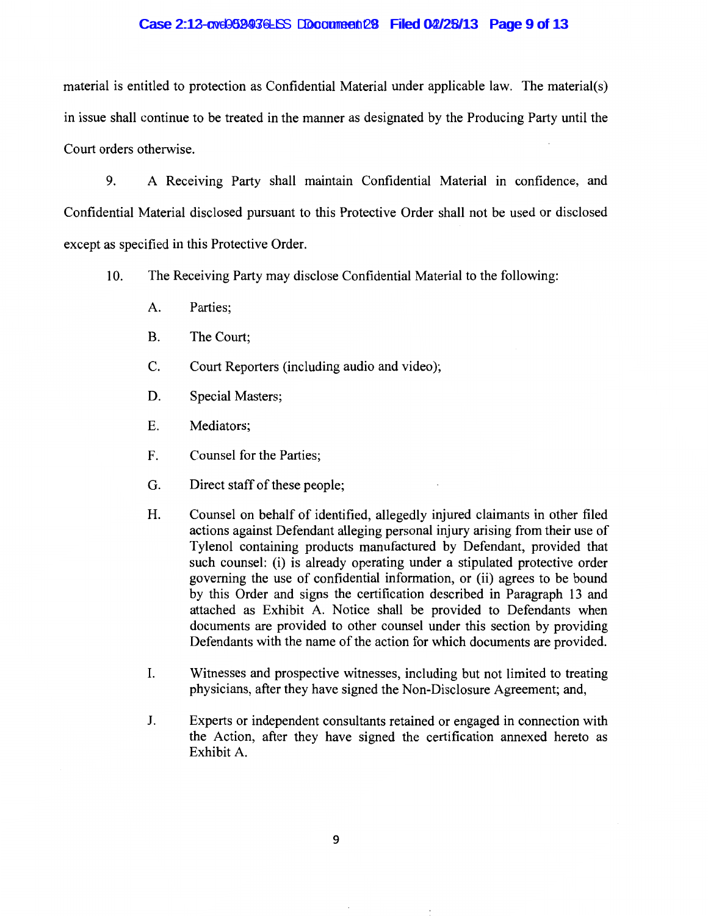material is entitled to protection as Confidential Material under applicable law. The material(s) in issue shall continue to be treated in the manner as designated by the Producing Party until the Court orders otherwise.

9. A Receiving Party shall maintain Confidential Material in confidence, and Confidential Material disclosed pursuant to this Protective Order shall not be used or disclosed except as specified in this Protective Order.

10. The Receiving Party may disclose Confidential Material to the following:

A. Parties;

B. The Court;

C. Court Reporters (including audio and video);

D. Special Masters;

E. Mediators;

F. Counsel for the Parties;

G. Direct staff of these people;

H. Counsel on behalf of identified, allegedly injured claimants in other filed actions against Defendant alleging personal injury arising from their use of Tylenol containing products manufactured by Defendant, provided that such counsel: (i) is already operating under a stipulated protective order governing the use of confidential information, or (ii) agrees to be bound by this Order and signs the certification described in Paragraph 13 and attached as Exhibit A. Notice shall be provided to Defendants when documents are provided to other counsel under this section by providing Defendants with the name of the action for which documents are provided.

I. Witnesses and prospective witnesses, including but not limited to treating physicians, after they have signed the Non-Disclosure Agreement; and,

J. Experts or independent consultants retained or engaged in connection with the Action, after they have signed the certification annexed hereto as Exhibit A.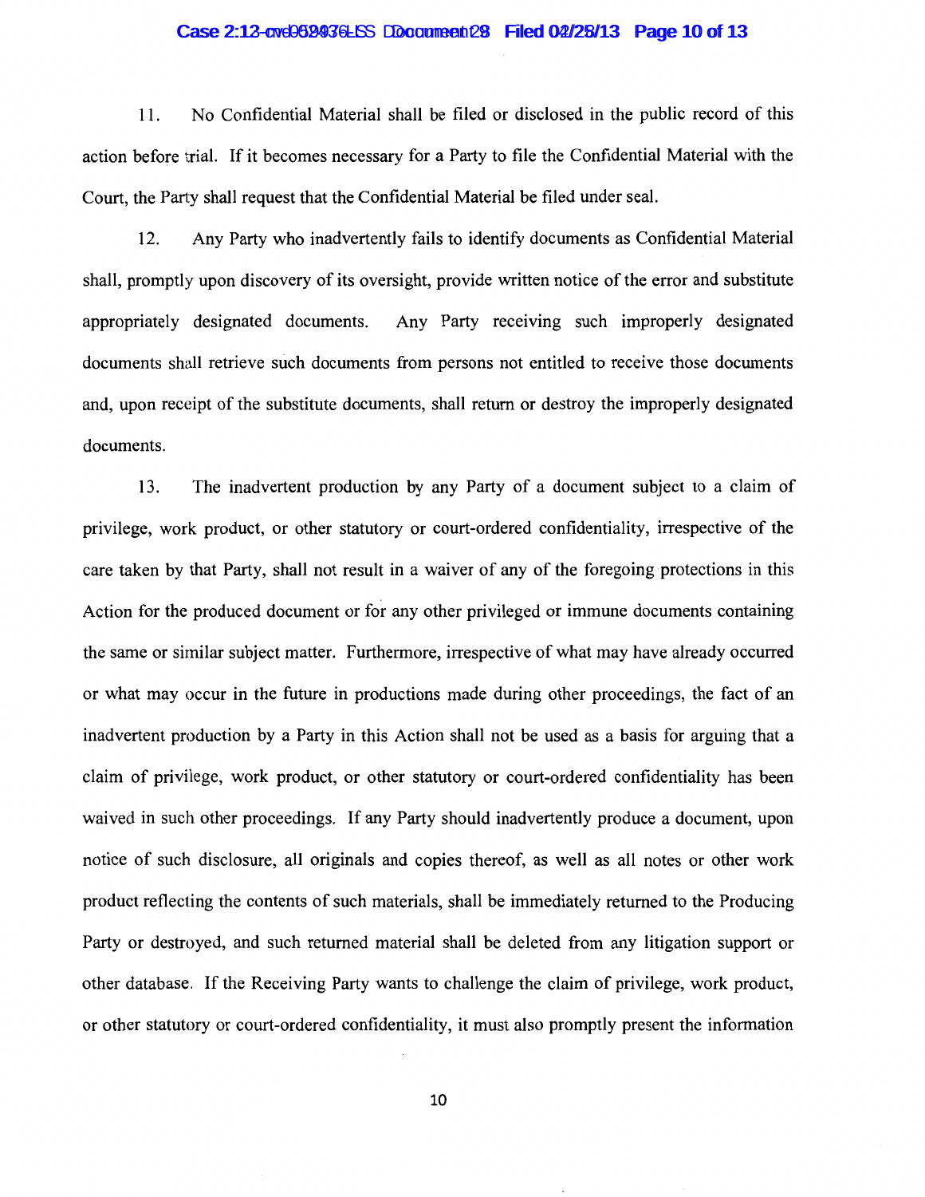11. No Confidential Material shall be filed or disclosed in the public record of this action before trial. If it becomes necessary for a Party to file the Confidential Material with the Court, the Party shall request that the Confidential Material be filed under seal.

12. Any Party who inadvertently fails to identify documents as Confidential Material shall, promptly upon discovery of its oversight, provide written notice of the error and substitute appropriately designated documents. Any Party receiving such improperly designated documents shall retrieve such documents from persons not entitled to receive those documents and, upon receipt of the substitute documents, shall return or destroy the improperly designated documents.

13. The inadvertent production by any Party of a document subject to a claim of privilege, work product, or other statutory or court-ordered confidentiality, irrespective of the care taken by that Party, shall not result in a waiver of any of the foregoing protections in this Action for the produced document or for any other privileged or immune documents containing the same or similar subject matter. Furthermore, irrespective of what may have already occurred or what may occur in the future in productions made during other proceedings, the fact of an inadvertent production by a Party in this Action shall not be used as a basis for arguing that a claim of privilege, work product, or other statutory or court-ordered confidentiality has been waived in such other proceedings. If any Party should inadvertently produce a document, upon notice of such disclosure, all originals and copies thereof, as well as all notes or other work product reflecting the contents of such materials, shall be immediately returned to the Producing Party or destroyed, and such returned material shall be deleted from any litigation support or other database. If the Receiving Party wants to challenge the claim of privilege, work product, or other statutory or court-ordered confidentiality, it must also promptly present the information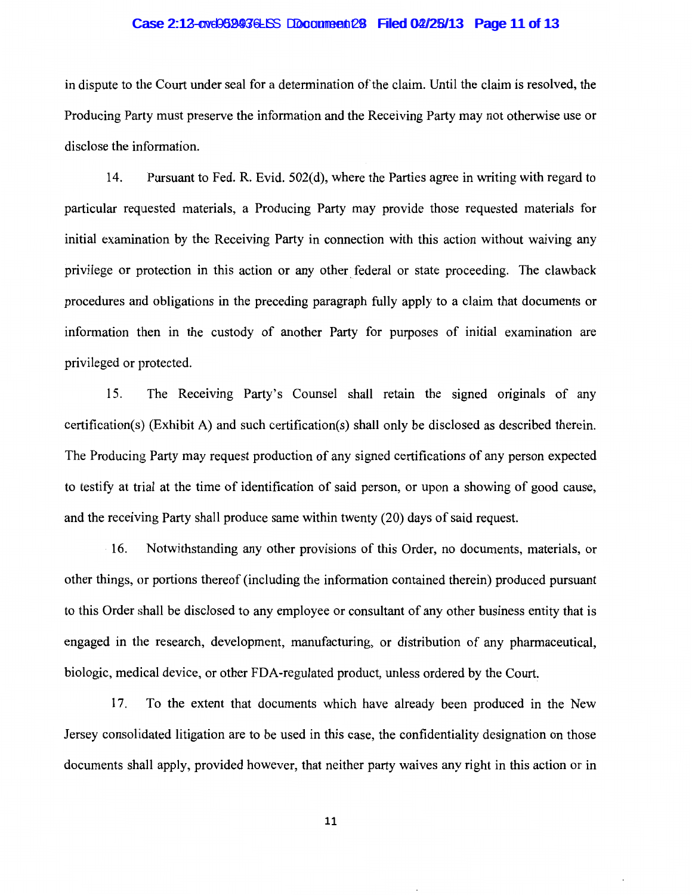in dispute to the Court under seal for a determination of the claim. Until the claim is resolved, the Producing Party must preserve the information and the Receiving Party may not otherwise use or disclose the information.

14. Pursuant to Fed. R. Evid. 502(d), where the Parties agree in writing with regard to particular requested materials, a Producing Party may provide those requested materials for initial examination by the Receiving Party in connection with this action without waiving any privilege or protection in this action or any other federal or state proceeding. The clawback procedures and obligations in the preceding paragraph fully apply to a claim that documents or information then in the custody of another Party for purposes of initial examination are privileged or protected.

15. The Receiving Party's Counsel shall retain the signed originals of any certification(s) (Exhibit A) and such certification(s) shall only be disclosed as described therein. The Producing Party may request production of any signed certifications of any person expected to testify at trial at the time of identification of said person, or upon a showing of good cause, and the receiving Party shall produce same within twenty (20) days of said request.

16. Notwithstanding any other provisions of this Order, no documents, materials, or other things, or portions thereof (including the information contained therein) produced pursuant to this Order shall be disclosed to any employee or consultant of any other business entity that is engaged in the research, development, manufacturing, or distribution of any pharmaceutical, biologic, medical device, or other FDA-regulated product, unless ordered by the Court.

17. To the extent that documents which have already been produced in the New Jersey consolidated litigation are to be used in this case, the confidentiality designation on those documents shall apply, provided however, that neither party waives any right in this action or in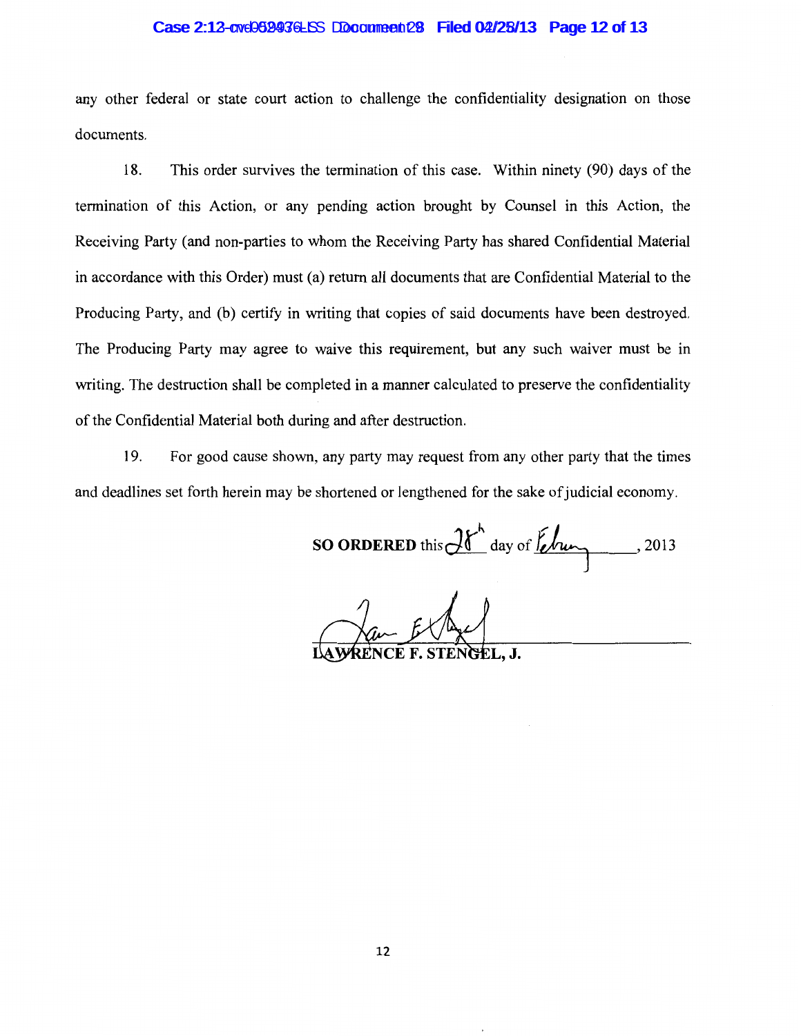any other federal or state court action to challenge the confidentiality designation on those documents.

18. This order survives the termination of this case. Within ninety (90) days of the termination of this Action, or any pending action brought by Counsel in this Action, the Receiving Party (and non-parties to whom the Receiving Party has shared Confidential Material in accordance with this Order) must (a) return all documents that are Confidential Material to the Producing Party, and (b) certify in writing that copies of said documents have been destroyed. The Producing Party may agree to waive this requirement, but any such waiver must be in writing. The destruction shall be completed in a manner calculated to preserve the confidentiality of the Confidential Material both during and after destruction.

19. For good cause shown, any party may request from any other party that the times and deadlines set forth herein may be shortened or lengthened for the sake of judicial economy.

**SO ORDERED** this 28th day of February, 2013

LAWRENCE F. STENGEL, J.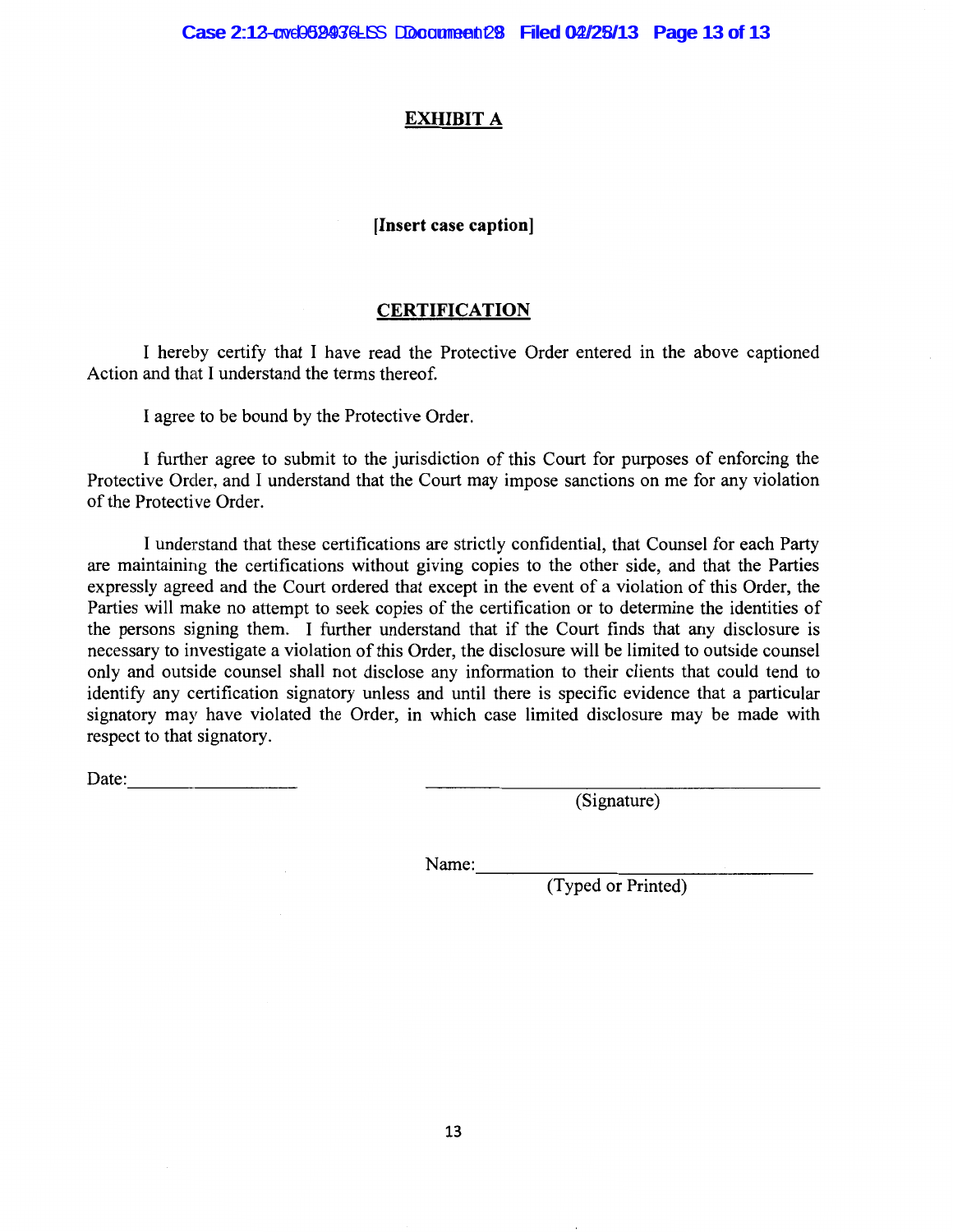# EXHIBIT A

**[Insert case caption]**

## CERTIFICATION

I hereby certify that I have read the Protective Order entered in the above captioned Action and that I understand the terms thereof.

I agree to be bound by the Protective Order.

I further agree to submit to the jurisdiction of this Court for purposes of enforcing the Protective Order, and I understand that the Court may impose sanctions on me for any violation of the Protective Order.

I understand that these certifications are strictly confidential, that Counsel for each Party are maintaining the certifications without giving copies to the other side, and that the Parties expressly agreed and the Court ordered that except in the event of a violation of this Order, the Parties will make no attempt to seek copies of the certification or to determine the identities of the persons signing them. I further understand that if the Court finds that any disclosure is necessary to investigate a violation of this Order, the disclosure will be limited to outside counsel only and outside counsel shall not disclose any information to their clients that could tend to identify any certification signatory unless and until there is specific evidence that a particular signatory may have violated the Order, in which case limited disclosure may be made with respect to that signatory.

Date:____________________

____________________________________
(Signature)

Name:_______________________________
(Typed or Printed)